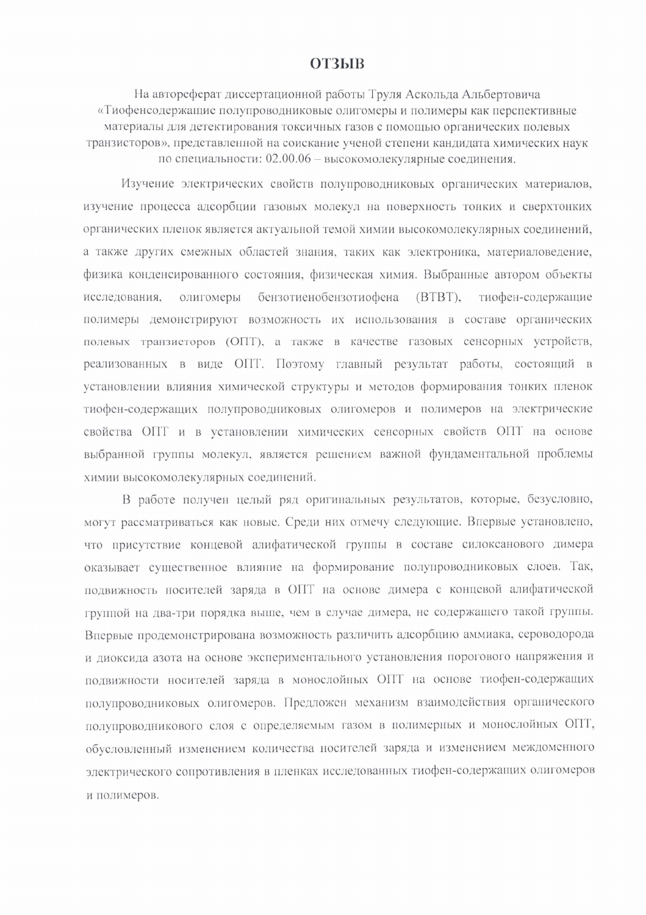# ОТЗЫВ

На автореферат диссертационной работы Труля Аскольда Альбертовича «Тиофенсодержащие полупроводниковые олигомеры и полимеры как перспективные материалы для детектирования токсичных газов с помощью органических полевых транзисторов», представленной на соискание ученой степени кандидата химических наук по специальности: 02.00.06 – высокомолекулярные соединения.

Изучение электрических свойств полупроводниковых органических материалов, изучение процесса адсорбции газовых молекул на поверхность тонких и сверхтонких органических пленок является актуальной темой химии высокомолекулярных соединений, а также других смежных областей знания, таких как электроника, материаловедение, физика конденсированного состояния, физическая химия. Выбранные автором объекты исследования, олигомеры бензотиенобензотиофена (BTBT), тиофен-содержащие полимеры демонстрируют возможность их использования в составе органических полевых транзисторов (ОПТ), а также в качестве газовых сенсорных устройств, реализованных в виде ОПТ. Поэтому главный результат работы, состоящий в установлении влияния химической структуры и методов формирования тонких пленок тиофен-содержащих полупроводниковых олигомеров и полимеров на электрические свойства ОПТ и в установлении химических сенсорных свойств ОПТ на основе выбранной группы молекул, является решением важной фундаментальной проблемы химии высокомолекулярных соединений.

В работе получен целый ряд оригинальных результатов, которые, безусловно, могут рассматриваться как новые. Среди них отмечу следующие. Впервые установлено, что присутствие концевой алифатической группы в составе силоксанового димера оказывает существенное влияние на формирование полупроводниковых слоев. Так, подвижность носителей заряда в ОПТ на основе димера с концевой алифатической группой на два-три порядка выше, чем в случае димера, не содержащего такой группы. Впервые продемонстрирована возможность различить адсорбцию аммиака, сероводорода и диоксида азота на основе экспериментального установления порогового напряжения и подвижности носителей заряда в монослойных ОПТ на основе тиофен-содержащих полупроводниковых олигомеров. Предложен механизм взаимодействия органического полупроводникового слоя с определяемым газом в полимерных и монослойных ОПТ, обусловленный изменением количества носителей заряда и изменением междоменного электрического сопротивления в пленках исследованных тиофен-содержащих олигомеров и полимеров.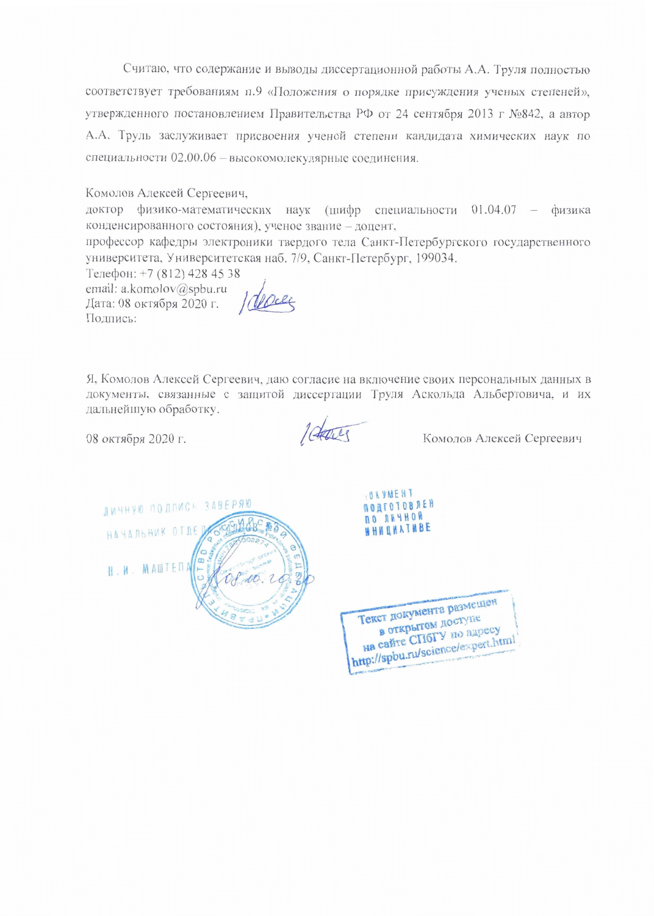Считаю, что содержание и выводы диссертационной работы А.А. Труля полностью соответствует требованиям п.9 «Положения о порядке присуждения ученых степеней», утвержденного постановлением Правительства РФ от 24 сентября 2013 г №842, а автор А.А. Труль заслуживает присвоения ученой степени кандидата химических наук по специальности 02.00.06 – высокомолекулярные соединения.

Комолов Алексей Сергеевич,
доктор физико-математических наук (шифр специальности 01.04.07 – физика конденсированного состояния), ученое звание – доцент,
профессор кафедры электроники твердого тела Санкт-Петербургского государственного университета, Университетская наб. 7/9, Санкт-Петербург, 199034.
Телефон: +7 (812) 428 45 38
email: a.komolov@spbu.ru
Дата: 08 октября 2020 г.
Подпись:

Я, Комолов Алексей Сергеевич, даю согласие на включение своих персональных данных в документы, связанные с защитой диссертации Труля Аскольда Альбертовича, и их дальнейшую обработку.

08 октября 2020 г. Комолов Алексей Сергеевич

ЛИЧНУЮ ПОДПИСЬ ЗАВЕРЯЮ
НАЧАЛЬНИК ОТДЕЛА КАДРОВ №2
Н.И. МАШТЕПА

ДОКУМЕНТ ПОДГОТОВЛЕН ПО ЛИЧНОЙ ИНИЦИАТИВЕ

Текст документа размещен в открытом доступе на сайте СПбГУ по адресу http://spbu.ru/science/expert.html